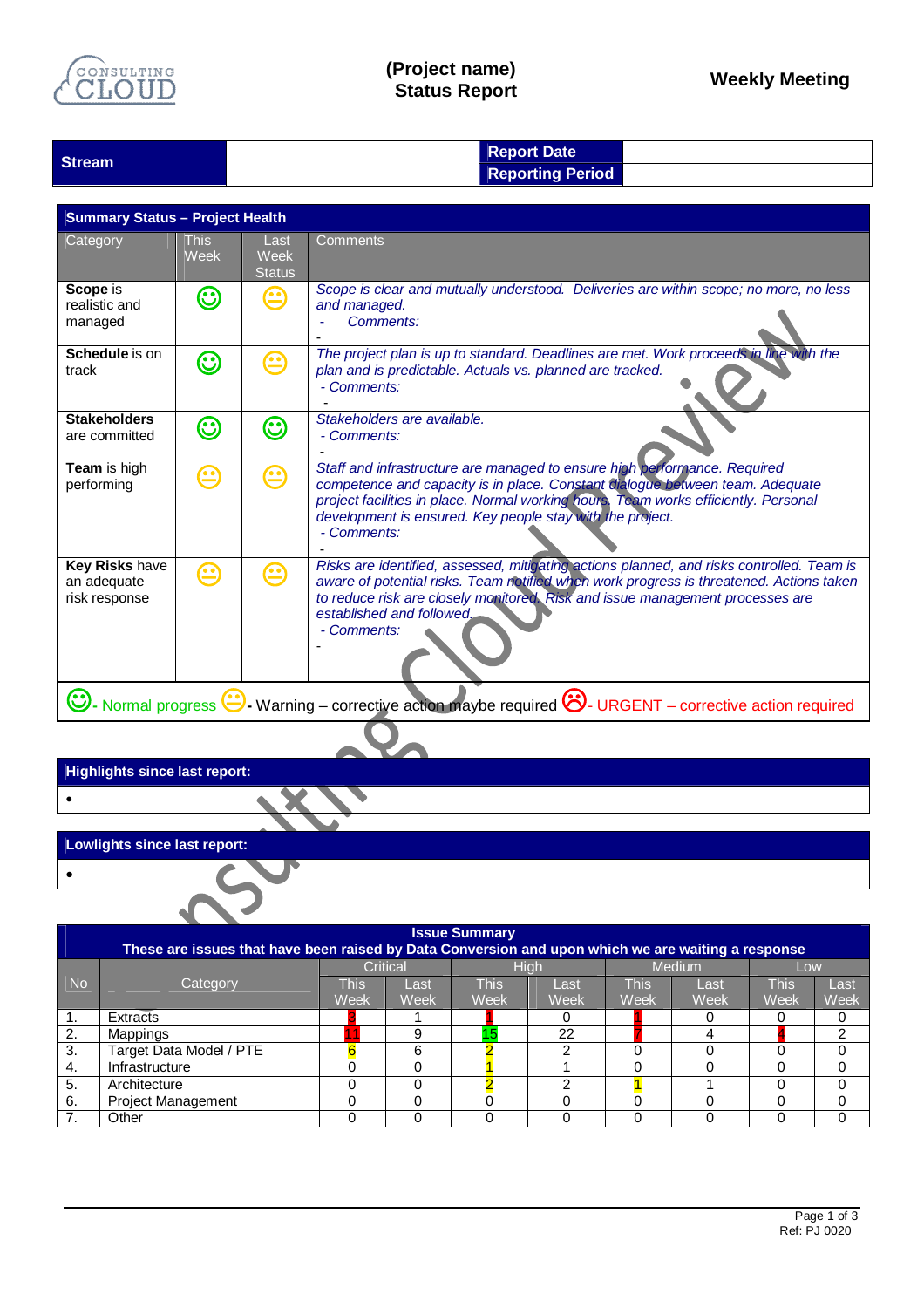CONSULTING CLOUD

**(Project name)**
**Status Report**

**Weekly Meeting**

| Stream | | Report Date | |
|---|---|---|---|
| | | Reporting Period | |

| Summary Status – Project Health | | | |
|---|---|---|---|
| Category | This Week | Last Week Status | Comments |
| **Scope** is realistic and managed | 🙂 | 😐 | *Scope is clear and mutually understood. Deliveries are within scope; no more, no less and managed.* <br> - *Comments:* <br> - |
| **Schedule** is on track | 🙂 | 😐 | *The project plan is up to standard. Deadlines are met. Work proceeds in line with the plan and is predictable. Actuals vs. planned are tracked.* <br> - *Comments:* <br> - |
| **Stakeholders** are committed | 🙂 | 🙂 | *Stakeholders are available.* <br> - *Comments:* <br> - |
| **Team** is high performing | 😐 | 😐 | *Staff and infrastructure are managed to ensure high performance. Required competence and capacity is in place. Constant dialogue between team. Adequate project facilities in place. Normal working hours. Team works efficiently. Personal development is ensured. Key people stay with the project.* <br> - *Comments:* <br> - |
| **Key Risks** have an adequate risk response | 😐 | 😐 | *Risks are identified, assessed, mitigating actions planned, and risks controlled. Team is aware of potential risks. Team notified when work progress is threatened. Actions taken to reduce risk are closely monitored. Risk and issue management processes are established and followed.* <br> - *Comments:* <br> - |

🙂 - Normal progress 😐 - Warning – corrective action maybe required ☹ - URGENT – corrective action required

**Highlights since last report:**

- 

**Lowlights since last report:**

- 

| Issue Summary<br>These are issues that have been raised by Data Conversion and upon which we are waiting a response | | | | | | | | | |
|---|---|---|---|---|---|---|---|---|---|
| No | Category | Critical | | High | | Medium | | Low | |
| | | This Week | Last Week | This Week | Last Week | This Week | Last Week | This Week | Last Week |
| 1. | Extracts | 3 | 1 | 1 | 0 | 1 | 0 | 0 | 0 |
| 2. | Mappings | 11 | 9 | 15 | 22 | 7 | 4 | 4 | 2 |
| 3. | Target Data Model / PTE | 6 | 6 | 2 | 2 | 0 | 0 | 0 | 0 |
| 4. | Infrastructure | 0 | 0 | 1 | 1 | 0 | 0 | 0 | 0 |
| 5. | Architecture | 0 | 0 | 2 | 2 | 1 | 1 | 0 | 0 |
| 6. | Project Management | 0 | 0 | 0 | 0 | 0 | 0 | 0 | 0 |
| 7. | Other | 0 | 0 | 0 | 0 | 0 | 0 | 0 | 0 |

Ref: PJ 0020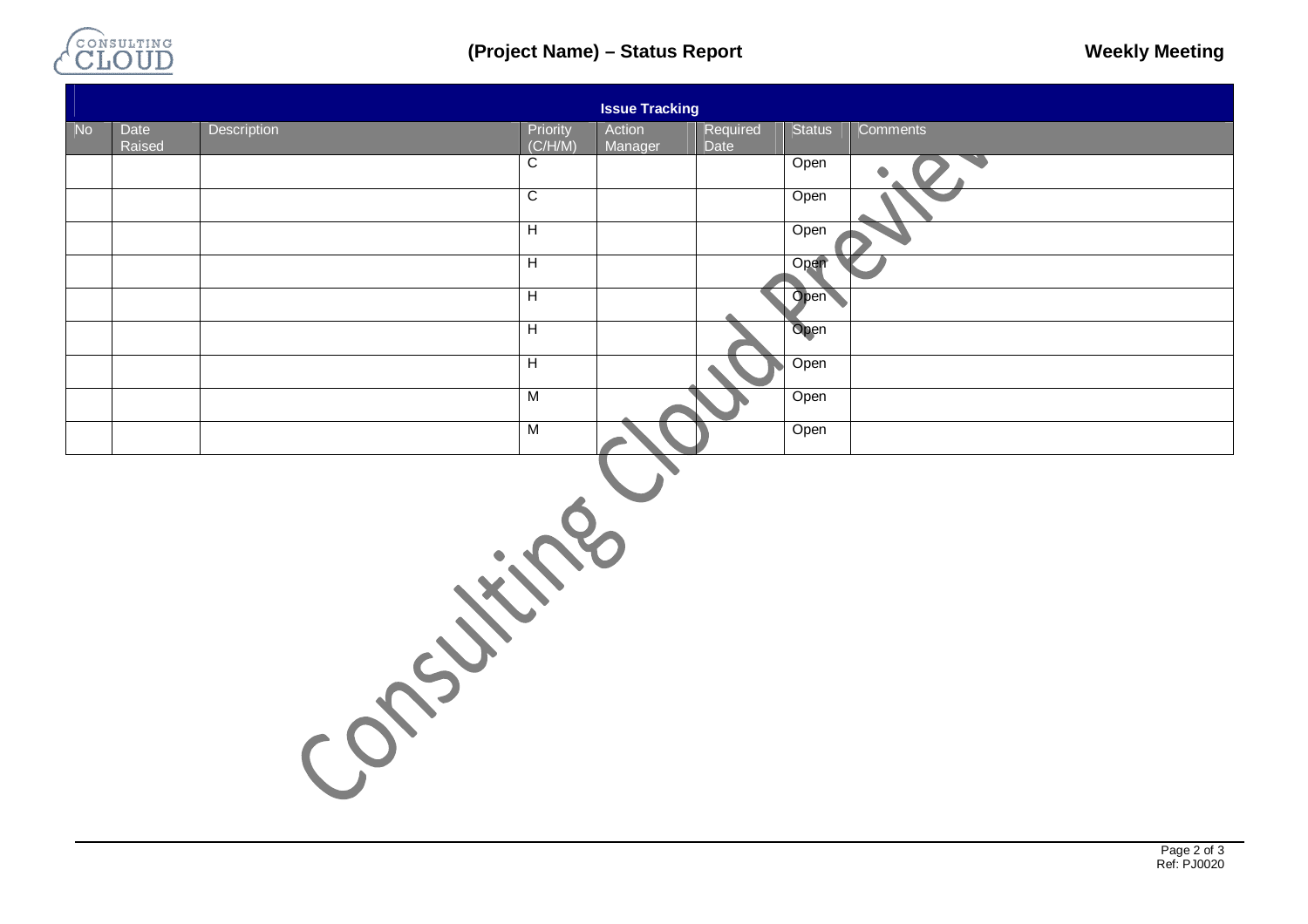## Issue Tracking

| No | Date Raised | Description | Priority (C/H/M) | Action Manager | Required Date | Status | Comments |
|---|---|---|---|---|---|---|---|
| | | | C | | | Open | |
| | | | C | | | Open | |
| | | | H | | | Open | |
| | | | H | | | Open | |
| | | | H | | | Open | |
| | | | H | | | Open | |
| | | | H | | | Open | |
| | | | M | | | Open | |
| | | | M | | | Open | |